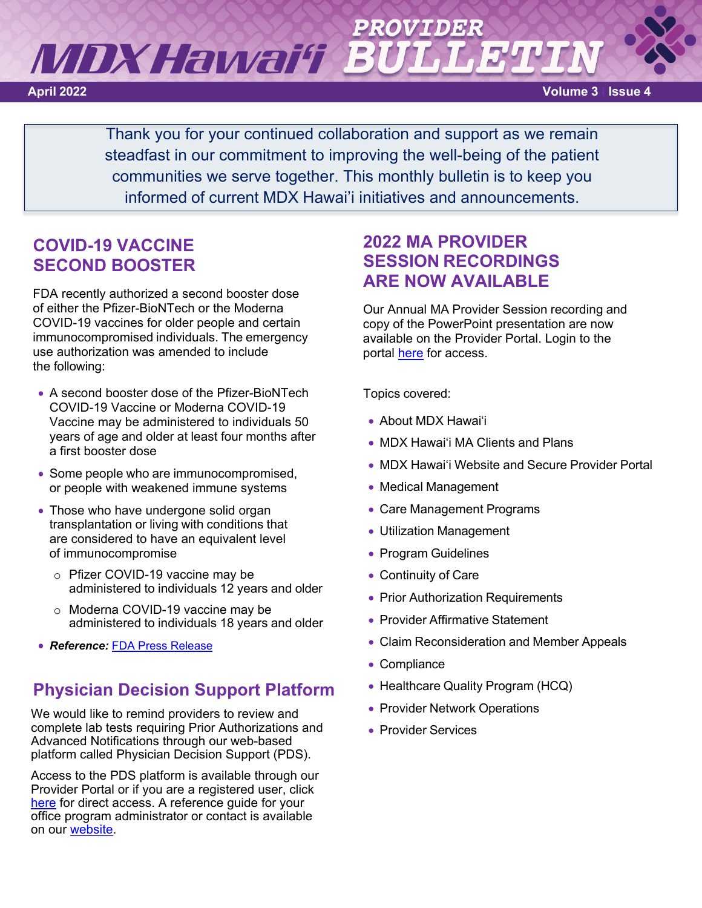# MDX Hawai'i PROVIDER BULLETIN

April 2022

Volume 3 | Issue 4

Thank you for your continued collaboration and support as we remain steadfast in our commitment to improving the well-being of the patient communities we serve together. This monthly bulletin is to keep you informed of current MDX Hawai'i initiatives and announcements.

## COVID-19 VACCINE SECOND BOOSTER

FDA recently authorized a second booster dose of either the Pfizer-BioNTech or the Moderna COVID-19 vaccines for older people and certain immunocompromised individuals. The emergency use authorization was amended to include the following:

- A second booster dose of the Pfizer-BioNTech COVID-19 Vaccine or Moderna COVID-19 Vaccine may be administered to individuals 50 years of age and older at least four months after a first booster dose
- Some people who are immunocompromised, or people with weakened immune systems
- Those who have undergone solid organ transplantation or living with conditions that are considered to have an equivalent level of immunocompromise
  - Pfizer COVID-19 vaccine may be administered to individuals 12 years and older
  - Moderna COVID-19 vaccine may be administered to individuals 18 years and older
- ***Reference:*** FDA Press Release

## Physician Decision Support Platform

We would like to remind providers to review and complete lab tests requiring Prior Authorizations and Advanced Notifications through our web-based platform called Physician Decision Support (PDS).

Access to the PDS platform is available through our Provider Portal or if you are a registered user, click here for direct access. A reference guide for your office program administrator or contact is available on our website.

## 2022 MA PROVIDER SESSION RECORDINGS ARE NOW AVAILABLE

Our Annual MA Provider Session recording and copy of the PowerPoint presentation are now available on the Provider Portal. Login to the portal here for access.

Topics covered:

- About MDX Hawai'i
- MDX Hawai'i MA Clients and Plans
- MDX Hawai'i Website and Secure Provider Portal
- Medical Management
- Care Management Programs
- Utilization Management
- Program Guidelines
- Continuity of Care
- Prior Authorization Requirements
- Provider Affirmative Statement
- Claim Reconsideration and Member Appeals
- Compliance
- Healthcare Quality Program (HCQ)
- Provider Network Operations
- Provider Services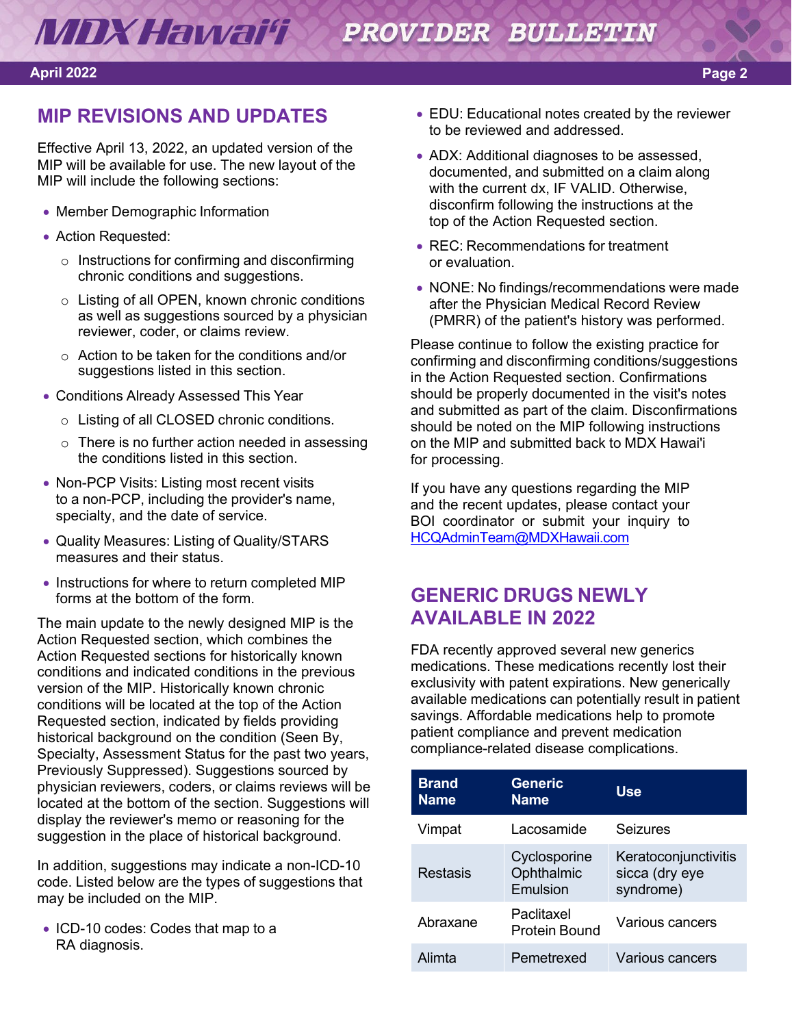## MIP REVISIONS AND UPDATES

Effective April 13, 2022, an updated version of the MIP will be available for use. The new layout of the MIP will include the following sections:

- Member Demographic Information
- Action Requested:
  - Instructions for confirming and disconfirming chronic conditions and suggestions.
  - Listing of all OPEN, known chronic conditions as well as suggestions sourced by a physician reviewer, coder, or claims review.
  - Action to be taken for the conditions and/or suggestions listed in this section.
- Conditions Already Assessed This Year
  - Listing of all CLOSED chronic conditions.
  - There is no further action needed in assessing the conditions listed in this section.
- Non-PCP Visits: Listing most recent visits to a non-PCP, including the provider's name, specialty, and the date of service.
- Quality Measures: Listing of Quality/STARS measures and their status.
- Instructions for where to return completed MIP forms at the bottom of the form.

The main update to the newly designed MIP is the Action Requested section, which combines the Action Requested sections for historically known conditions and indicated conditions in the previous version of the MIP. Historically known chronic conditions will be located at the top of the Action Requested section, indicated by fields providing historical background on the condition (Seen By, Specialty, Assessment Status for the past two years, Previously Suppressed). Suggestions sourced by physician reviewers, coders, or claims reviews will be located at the bottom of the section. Suggestions will display the reviewer's memo or reasoning for the suggestion in the place of historical background.

In addition, suggestions may indicate a non-ICD-10 code. Listed below are the types of suggestions that may be included on the MIP.

- ICD-10 codes: Codes that map to a RA diagnosis.
- EDU: Educational notes created by the reviewer to be reviewed and addressed.
- ADX: Additional diagnoses to be assessed, documented, and submitted on a claim along with the current dx, IF VALID. Otherwise, disconfirm following the instructions at the top of the Action Requested section.
- REC: Recommendations for treatment or evaluation.
- NONE: No findings/recommendations were made after the Physician Medical Record Review (PMRR) of the patient's history was performed.

Please continue to follow the existing practice for confirming and disconfirming conditions/suggestions in the Action Requested section. Confirmations should be properly documented in the visit's notes and submitted as part of the claim. Disconfirmations should be noted on the MIP following instructions on the MIP and submitted back to MDX Hawai'i for processing.

If you have any questions regarding the MIP and the recent updates, please contact your BOI coordinator or submit your inquiry to HCQAdminTeam@MDXHawaii.com

## GENERIC DRUGS NEWLY AVAILABLE IN 2022

FDA recently approved several new generics medications. These medications recently lost their exclusivity with patent expirations. New generically available medications can potentially result in patient savings. Affordable medications help to promote patient compliance and prevent medication compliance-related disease complications.

| Brand Name | Generic Name | Use |
|---|---|---|
| Vimpat | Lacosamide | Seizures |
| Restasis | Cyclosporine Ophthalmic Emulsion | Keratoconjunctivitis sicca (dry eye syndrome) |
| Abraxane | Paclitaxel Protein Bound | Various cancers |
| Alimta | Pemetrexed | Various cancers |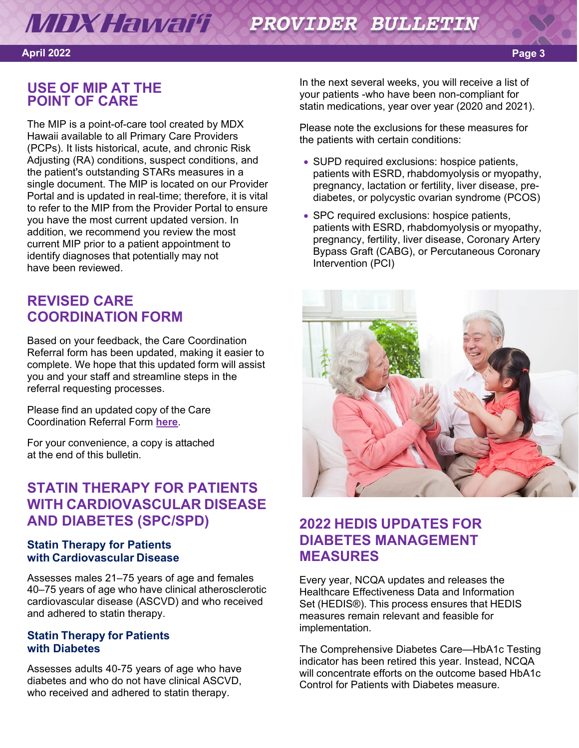## USE OF MIP AT THE POINT OF CARE

The MIP is a point-of-care tool created by MDX Hawaii available to all Primary Care Providers (PCPs). It lists historical, acute, and chronic Risk Adjusting (RA) conditions, suspect conditions, and the patient's outstanding STARs measures in a single document. The MIP is located on our Provider Portal and is updated in real-time; therefore, it is vital to refer to the MIP from the Provider Portal to ensure you have the most current updated version. In addition, we recommend you review the most current MIP prior to a patient appointment to identify diagnoses that potentially may not have been reviewed.

## REVISED CARE COORDINATION FORM

Based on your feedback, the Care Coordination Referral form has been updated, making it easier to complete. We hope that this updated form will assist you and your staff and streamline steps in the referral requesting processes.

Please find an updated copy of the Care Coordination Referral Form **here**.

For your convenience, a copy is attached at the end of this bulletin.

## STATIN THERAPY FOR PATIENTS WITH CARDIOVASCULAR DISEASE AND DIABETES (SPC/SPD)

### Statin Therapy for Patients with Cardiovascular Disease

Assesses males 21–75 years of age and females 40–75 years of age who have clinical atherosclerotic cardiovascular disease (ASCVD) and who received and adhered to statin therapy.

### Statin Therapy for Patients with Diabetes

Assesses adults 40-75 years of age who have diabetes and who do not have clinical ASCVD, who received and adhered to statin therapy.

In the next several weeks, you will receive a list of your patients -who have been non-compliant for statin medications, year over year (2020 and 2021).

Please note the exclusions for these measures for the patients with certain conditions:

- SUPD required exclusions: hospice patients, patients with ESRD, rhabdomyolysis or myopathy, pregnancy, lactation or fertility, liver disease, pre-diabetes, or polycystic ovarian syndrome (PCOS)
- SPC required exclusions: hospice patients, patients with ESRD, rhabdomyolysis or myopathy, pregnancy, fertility, liver disease, Coronary Artery Bypass Graft (CABG), or Percutaneous Coronary Intervention (PCI)

## 2022 HEDIS UPDATES FOR DIABETES MANAGEMENT MEASURES

Every year, NCQA updates and releases the Healthcare Effectiveness Data and Information Set (HEDIS®). This process ensures that HEDIS measures remain relevant and feasible for implementation.

The Comprehensive Diabetes Care—HbA1c Testing indicator has been retired this year. Instead, NCQA will concentrate efforts on the outcome based HbA1c Control for Patients with Diabetes measure.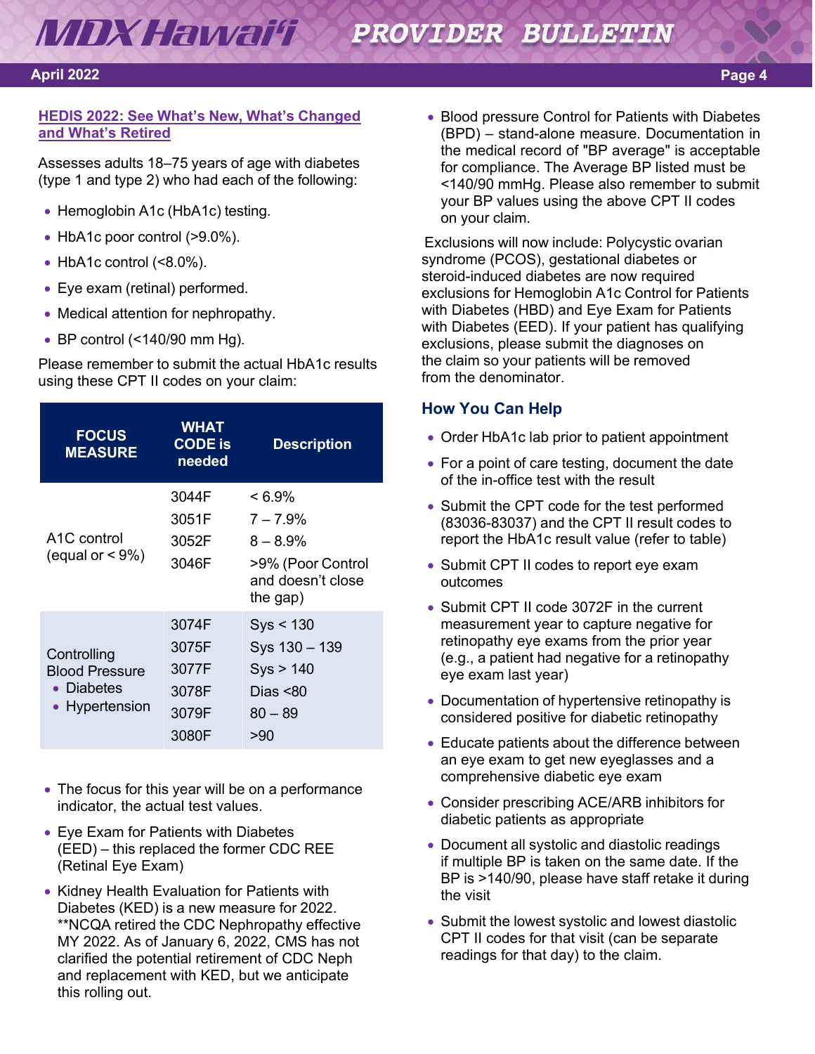## HEDIS 2022: See What's New, What's Changed and What's Retired

Assesses adults 18–75 years of age with diabetes (type 1 and type 2) who had each of the following:

- Hemoglobin A1c (HbA1c) testing.
- HbA1c poor control (>9.0%).
- HbA1c control (<8.0%).
- Eye exam (retinal) performed.
- Medical attention for nephropathy.
- BP control (<140/90 mm Hg).

Please remember to submit the actual HbA1c results using these CPT II codes on your claim:

| FOCUS MEASURE | WHAT CODE is needed | Description |
|---|---|---|
| A1C control (equal or < 9%) | 3044F | < 6.9% |
| | 3051F | 7 – 7.9% |
| | 3052F | 8 – 8.9% |
| | 3046F | >9% (Poor Control and doesn't close the gap) |
| Controlling Blood Pressure • Diabetes • Hypertension | 3074F | Sys < 130 |
| | 3075F | Sys 130 – 139 |
| | 3077F | Sys > 140 |
| | 3078F | Dias <80 |
| | 3079F | 80 – 89 |
| | 3080F | >90 |

- The focus for this year will be on a performance indicator, the actual test values.
- Eye Exam for Patients with Diabetes (EED) – this replaced the former CDC REE (Retinal Eye Exam)
- Kidney Health Evaluation for Patients with Diabetes (KED) is a new measure for 2022. **NCQA retired the CDC Nephropathy effective MY 2022. As of January 6, 2022, CMS has not clarified the potential retirement of CDC Neph and replacement with KED, but we anticipate this rolling out.
- Blood pressure Control for Patients with Diabetes (BPD) – stand-alone measure. Documentation in the medical record of "BP average" is acceptable for compliance. The Average BP listed must be <140/90 mmHg. Please also remember to submit your BP values using the above CPT II codes on your claim.

Exclusions will now include: Polycystic ovarian syndrome (PCOS), gestational diabetes or steroid-induced diabetes are now required exclusions for Hemoglobin A1c Control for Patients with Diabetes (HBD) and Eye Exam for Patients with Diabetes (EED). If your patient has qualifying exclusions, please submit the diagnoses on the claim so your patients will be removed from the denominator.

### How You Can Help

- Order HbA1c lab prior to patient appointment
- For a point of care testing, document the date of the in-office test with the result
- Submit the CPT code for the test performed (83036-83037) and the CPT II result codes to report the HbA1c result value (refer to table)
- Submit CPT II codes to report eye exam outcomes
- Submit CPT II code 3072F in the current measurement year to capture negative for retinopathy eye exams from the prior year (e.g., a patient had negative for a retinopathy eye exam last year)
- Documentation of hypertensive retinopathy is considered positive for diabetic retinopathy
- Educate patients about the difference between an eye exam to get new eyeglasses and a comprehensive diabetic eye exam
- Consider prescribing ACE/ARB inhibitors for diabetic patients as appropriate
- Document all systolic and diastolic readings if multiple BP is taken on the same date. If the BP is >140/90, please have staff retake it during the visit
- Submit the lowest systolic and lowest diastolic CPT II codes for that visit (can be separate readings for that day) to the claim.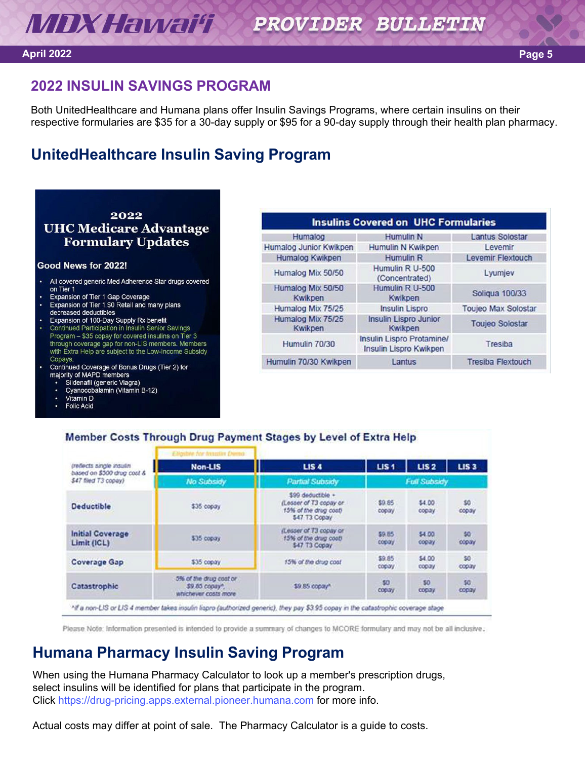## 2022 INSULIN SAVINGS PROGRAM

Both UnitedHealthcare and Humana plans offer Insulin Savings Programs, where certain insulins on their respective formularies are $35 for a 30-day supply or $95 for a 90-day supply through their health plan pharmacy.

## UnitedHealthcare Insulin Saving Program

**2022**
**UHC Medicare Advantage Formulary Updates**

**Good News for 2022!**

- All covered generic Med Adherence Star drugs covered on Tier 1
- Expansion of Tier 1 Gap Coverage
- Expansion of Tier 1 $0 Retail and many plans decreased deductibles
- Expansion of 100-Day Supply Rx benefit
- Continued Participation in Insulin Senior Savings Program – $35 copay for covered insulins on Tier 3 through coverage gap for non-LIS members. Members with Extra Help are subject to the Low-Income Subsidy Copays.
- Continued Coverage of Bonus Drugs (Tier 2) for majority of MAPD members
  - Sildenafil (generic Viagra)
  - Cyanocobalamin (Vitamin B-12)
  - Vitamin D
  - Folic Acid

| Insulins Covered on UHC Formularies | | |
|---|---|---|
| Humalog | Humulin N | Lantus Solostar |
| Humalog Junior Kwikpen | Humulin N Kwikpen | Levemir |
| Humalog Kwikpen | Humulin R | Levemir Flextouch |
| Humalog Mix 50/50 | Humulin R U-500 (Concentrated) | Lyumjev |
| Humalog Mix 50/50 Kwikpen | Humulin R U-500 Kwikpen | Soliqua 100/33 |
| Humalog Mix 75/25 | Insulin Lispro | Toujeo Max Solostar |
| Humalog Mix 75/25 Kwikpen | Insulin Lispro Junior Kwikpen | Toujeo Solostar |
| Humulin 70/30 | Insulin Lispro Protamine/ Insulin Lispro Kwikpen | Tresiba |
| Humulin 70/30 Kwikpen | Lantus | Tresiba Flextouch |

**Member Costs Through Drug Payment Stages by Level of Extra Help**

| (reflects single insulin based on $300 drug cost & $47 tiered T3 copay) | Non-LIS (Eligible for Insulin Demo) | LIS 4 | LIS 1 | LIS 2 | LIS 3 |
|---|---|---|---|---|---|
| | No Subsidy | Partial Subsidy | Full Subsidy | | |
| **Deductible** | $35 copay | $99 deductible + (Lesser of T3 copay or 15% of the drug cost) $47 T3 Copay | $9.85 copay | $4.00 copay | $0 copay |
| **Initial Coverage Limit (ICL)** | $35 copay | (Lesser of T3 copay or 15% of the drug cost) $47 T3 Copay | $9.85 copay | $4.00 copay | $0 copay |
| **Coverage Gap** | $35 copay | 15% of the drug cost | $9.85 copay | $4.00 copay | $0 copay |
| **Catastrophic** | 5% of the drug cost or $9.85 copay*, whichever costs more | $9.85 copay* | $0 copay | $0 copay | $0 copay |

*If a non-LIS or LIS 4 member takes insulin lispro (authorized generic), they pay $3.95 copay in the catastrophic coverage stage

Please Note: Information presented is intended to provide a summary of changes to MCORE formulary and may not be all inclusive.

## Humana Pharmacy Insulin Saving Program

When using the Humana Pharmacy Calculator to look up a member's prescription drugs, select insulins will be identified for plans that participate in the program.
Click https://drug-pricing.apps.external.pioneer.humana.com for more info.

Actual costs may differ at point of sale. The Pharmacy Calculator is a guide to costs.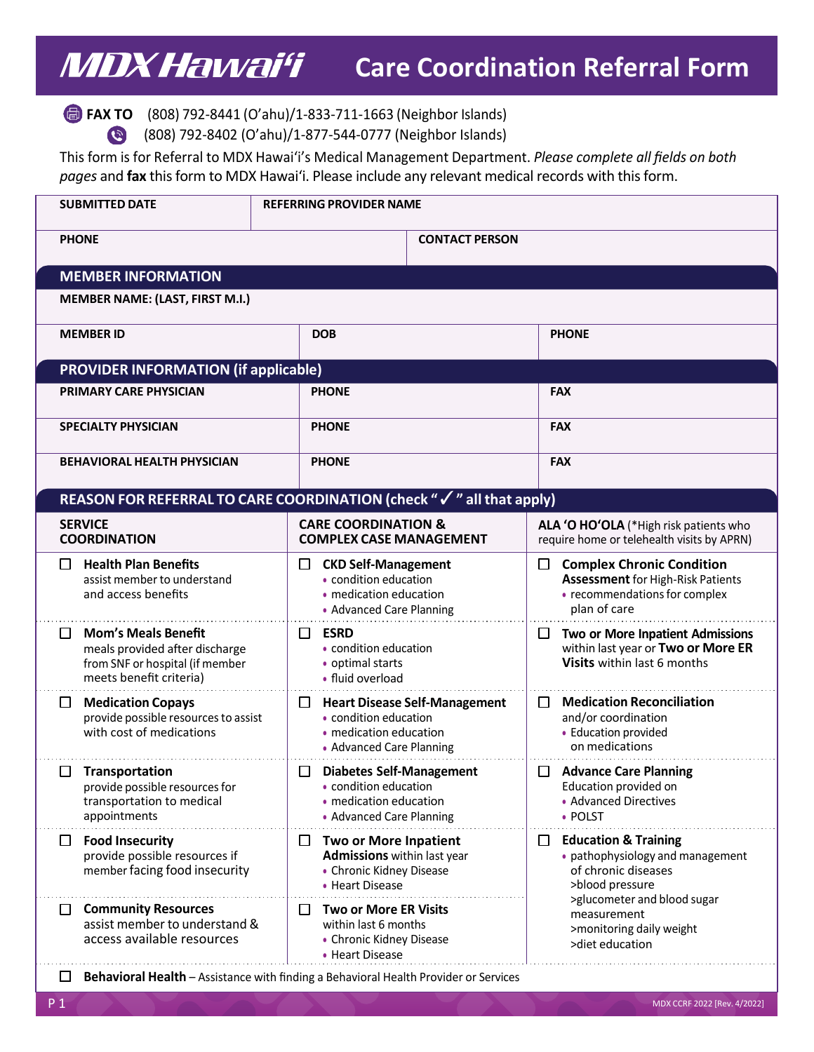# MDX Hawai'i Care Coordination Referral Form

**FAX TO** (808) 792-8441 (O'ahu)/1-833-711-1663 (Neighbor Islands)

(808) 792-8402 (O'ahu)/1-877-544-0777 (Neighbor Islands)

This form is for Referral to MDX Hawai'i's Medical Management Department. *Please complete all fields on both pages* and **fax** this form to MDX Hawai'i. Please include any relevant medical records with this form.

| SUBMITTED DATE | REFERRING PROVIDER NAME | |
|---|---|---|
| **PHONE** | | **CONTACT PERSON** |

## MEMBER INFORMATION

| MEMBER NAME: (LAST, FIRST M.I.) | | |
|---|---|---|
| **MEMBER ID** | **DOB** | **PHONE** |

## PROVIDER INFORMATION (if applicable)

| PRIMARY CARE PHYSICIAN | PHONE | FAX |
|---|---|---|
| **SPECIALTY PHYSICIAN** | **PHONE** | **FAX** |
| **BEHAVIORAL HEALTH PHYSICIAN** | **PHONE** | **FAX** |

## REASON FOR REFERRAL TO CARE COORDINATION (check "✓" all that apply)

| SERVICE COORDINATION | CARE COORDINATION & COMPLEX CASE MANAGEMENT | ALA 'O HO'OLA (*High risk patients who require home or telehealth visits by APRN) |
|---|---|---|
| ☐ **Health Plan Benefits** assist member to understand and access benefits | ☐ **CKD Self-Management** • condition education • medication education • Advanced Care Planning | ☐ **Complex Chronic Condition Assessment** for High-Risk Patients • recommendations for complex plan of care |
| ☐ **Mom's Meals Benefit** meals provided after discharge from SNF or hospital (if member meets benefit criteria) | ☐ **ESRD** • condition education • optimal starts • fluid overload | ☐ **Two or More Inpatient Admissions** within last year or **Two or More ER Visits** within last 6 months |
| ☐ **Medication Copays** provide possible resources to assist with cost of medications | ☐ **Heart Disease Self-Management** • condition education • medication education • Advanced Care Planning | ☐ **Medication Reconciliation** and/or coordination • Education provided on medications |
| ☐ **Transportation** provide possible resources for transportation to medical appointments | ☐ **Diabetes Self-Management** • condition education • medication education • Advanced Care Planning | ☐ **Advance Care Planning** Education provided on • Advanced Directives • POLST |
| ☐ **Food Insecurity** provide possible resources if member facing food insecurity | ☐ **Two or More Inpatient Admissions** within last year • Chronic Kidney Disease • Heart Disease | ☐ **Education & Training** • pathophysiology and management of chronic diseases >blood pressure >glucometer and blood sugar measurement >monitoring daily weight >diet education |
| ☐ **Community Resources** assist member to understand & access available resources | ☐ **Two or More ER Visits** within last 6 months • Chronic Kidney Disease • Heart Disease | |

☐ **Behavioral Health** – Assistance with finding a Behavioral Health Provider or Services

MDX CCRF 2022 [Rev. 4/2022]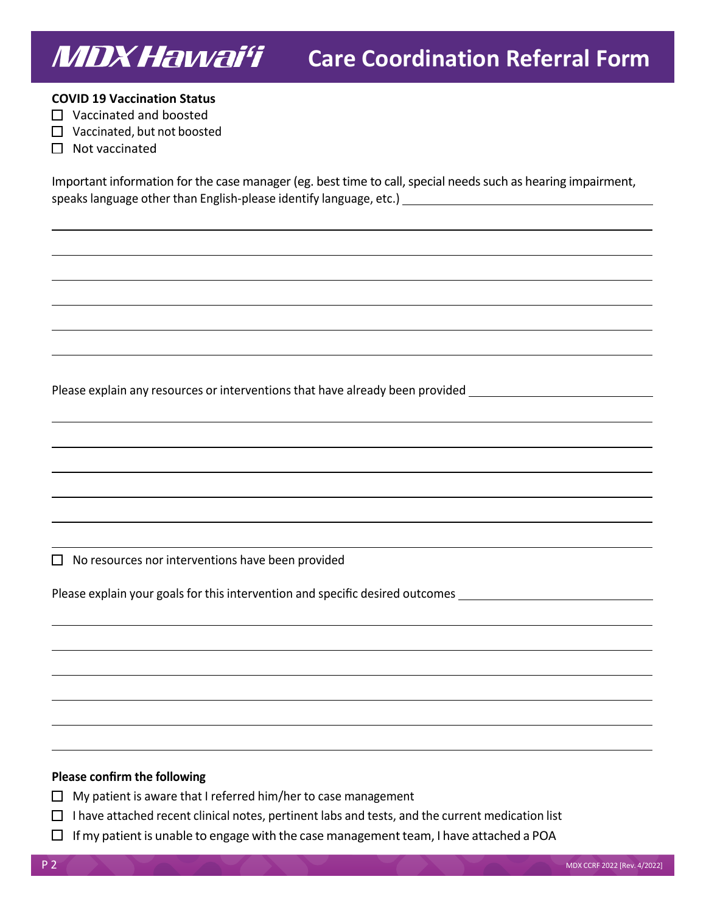# MDX Hawai'i Care Coordination Referral Form

**COVID 19 Vaccination Status**

- ☐ Vaccinated and boosted
- ☐ Vaccinated, but not boosted
- ☐ Not vaccinated

Important information for the case manager (eg. best time to call, special needs such as hearing impairment, speaks language other than English-please identify language, etc.) ______________________________

______________________________

______________________________

______________________________

______________________________

______________________________

______________________________

Please explain any resources or interventions that have already been provided ______________________________

______________________________

______________________________

______________________________

______________________________

______________________________

______________________________

- ☐ No resources nor interventions have been provided

Please explain your goals for this intervention and specific desired outcomes ______________________________

______________________________

______________________________

______________________________

______________________________

______________________________

______________________________

**Please confirm the following**

- ☐ My patient is aware that I referred him/her to case management
- ☐ I have attached recent clinical notes, pertinent labs and tests, and the current medication list
- ☐ If my patient is unable to engage with the case management team, I have attached a POA

MDX CCRF 2022 [Rev. 4/2022]